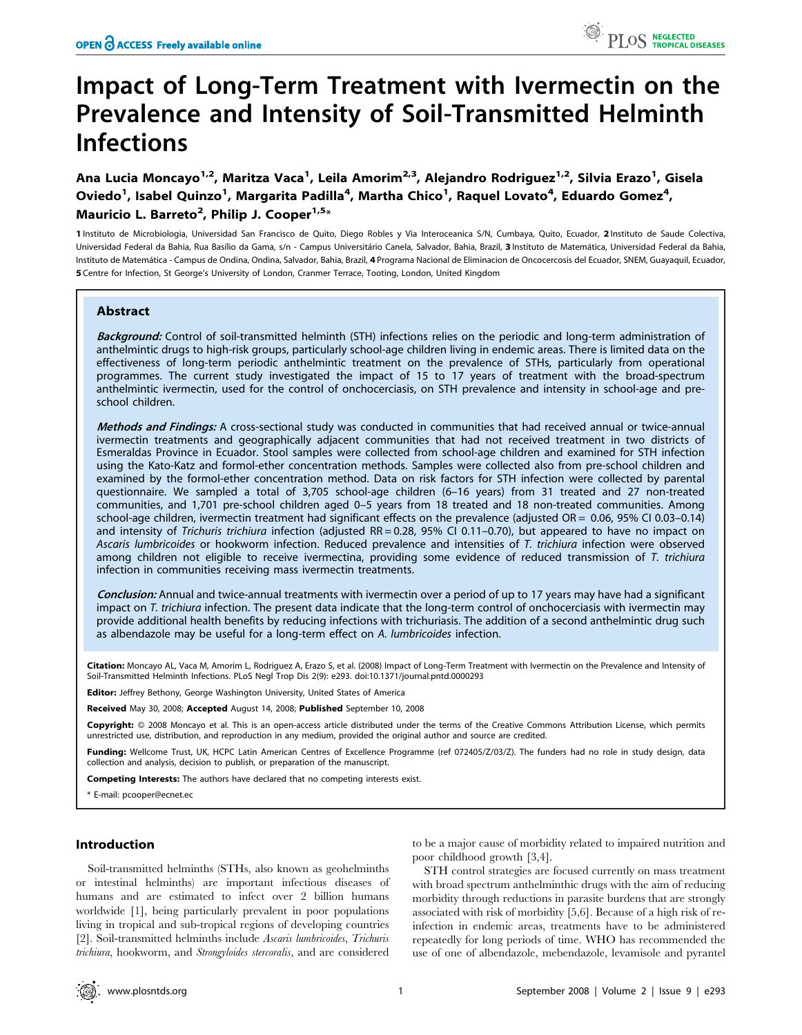# Impact of Long-Term Treatment with Ivermectin on the Prevalence and Intensity of Soil-Transmitted Helminth Infections

**Ana Lucia Moncayo[1,2], Maritza Vaca[1], Leila Amorim[2,3], Alejandro Rodriguez[1,2], Silvia Erazo[1], Gisela Oviedo[1], Isabel Quinzo[1], Margarita Padilla[4], Martha Chico[1], Raquel Lovato[4], Eduardo Gomez[4], Mauricio L. Barreto[2], Philip J. Cooper[1,5]***

**1** Instituto de Microbiologia, Universidad San Francisco de Quito, Diego Robles y Via Interoceanica S/N, Cumbaya, Quito, Ecuador, **2** Instituto de Saude Colectiva, Universidad Federal da Bahia, Rua Basílio da Gama, s/n - Campus Universitário Canela, Salvador, Bahia, Brazil, **3** Instituto de Matemática, Universidad Federal da Bahia, Instituto de Matemática - Campus de Ondina, Ondina, Salvador, Bahia, Brazil, **4** Programa Nacional de Eliminacion de Oncocercosis del Ecuador, SNEM, Guayaquil, Ecuador, **5** Centre for Infection, St George's University of London, Cranmer Terrace, Tooting, London, United Kingdom

## Abstract

***Background:*** Control of soil-transmitted helminth (STH) infections relies on the periodic and long-term administration of anthelmintic drugs to high-risk groups, particularly school-age children living in endemic areas. There is limited data on the effectiveness of long-term periodic anthelmintic treatment on the prevalence of STHs, particularly from operational programmes. The current study investigated the impact of 15 to 17 years of treatment with the broad-spectrum anthelmintic ivermectin, used for the control of onchocerciasis, on STH prevalence and intensity in school-age and pre-school children.

***Methods and Findings:*** A cross-sectional study was conducted in communities that had received annual or twice-annual ivermectin treatments and geographically adjacent communities that had not received treatment in two districts of Esmeraldas Province in Ecuador. Stool samples were collected from school-age children and examined for STH infection using the Kato-Katz and formol-ether concentration methods. Samples were collected also from pre-school children and examined by the formol-ether concentration method. Data on risk factors for STH infection were collected by parental questionnaire. We sampled a total of 3,705 school-age children (6–16 years) from 31 treated and 27 non-treated communities, and 1,701 pre-school children aged 0–5 years from 18 treated and 18 non-treated communities. Among school-age children, ivermectin treatment had significant effects on the prevalence (adjusted OR = 0.06, 95% CI 0.03–0.14) and intensity of *Trichuris trichiura* infection (adjusted RR = 0.28, 95% CI 0.11–0.70), but appeared to have no impact on *Ascaris lumbricoides* or hookworm infection. Reduced prevalence and intensities of *T. trichiura* infection were observed among children not eligible to receive ivermectina, providing some evidence of reduced transmission of *T. trichiura* infection in communities receiving mass ivermectin treatments.

***Conclusion:*** Annual and twice-annual treatments with ivermectin over a period of up to 17 years may have had a significant impact on *T. trichiura* infection. The present data indicate that the long-term control of onchocerciasis with ivermectin may provide additional health benefits by reducing infections with trichuriasis. The addition of a second anthelmintic drug such as albendazole may be useful for a long-term effect on *A. lumbricoides* infection.

**Citation:** Moncayo AL, Vaca M, Amorim L, Rodriguez A, Erazo S, et al. (2008) Impact of Long-Term Treatment with Ivermectin on the Prevalence and Intensity of Soil-Transmitted Helminth Infections. PLoS Negl Trop Dis 2(9): e293. doi:10.1371/journal.pntd.0000293

**Editor:** Jeffrey Bethony, George Washington University, United States of America

**Received** May 30, 2008; **Accepted** August 14, 2008; **Published** September 10, 2008

**Copyright:** © 2008 Moncayo et al. This is an open-access article distributed under the terms of the Creative Commons Attribution License, which permits unrestricted use, distribution, and reproduction in any medium, provided the original author and source are credited.

**Funding:** Wellcome Trust, UK, HCPC Latin American Centres of Excellence Programme (ref 072405/Z/03/Z). The funders had no role in study design, data collection and analysis, decision to publish, or preparation of the manuscript.

**Competing Interests:** The authors have declared that no competing interests exist.

\* E-mail: pcooper@ecnet.ec

## Introduction

Soil-transmitted helminths (STHs, also known as geohelminths or intestinal helminths) are important infectious diseases of humans and are estimated to infect over 2 billion humans worldwide [1], being particularly prevalent in poor populations living in tropical and sub-tropical regions of developing countries [2]. Soil-transmitted helminths include *Ascaris lumbricoides*, *Trichuris trichiura*, hookworm, and *Strongyloides stercoralis*, and are considered to be a major cause of morbidity related to impaired nutrition and poor childhood growth [3,4].

STH control strategies are focused currently on mass treatment with broad spectrum anthelminthic drugs with the aim of reducing morbidity through reductions in parasite burdens that are strongly associated with risk of morbidity [5,6]. Because of a high risk of re-infection in endemic areas, treatments have to be administered repeatedly for long periods of time. WHO has recommended the use of one of albendazole, mebendazole, levamisole and pyrantel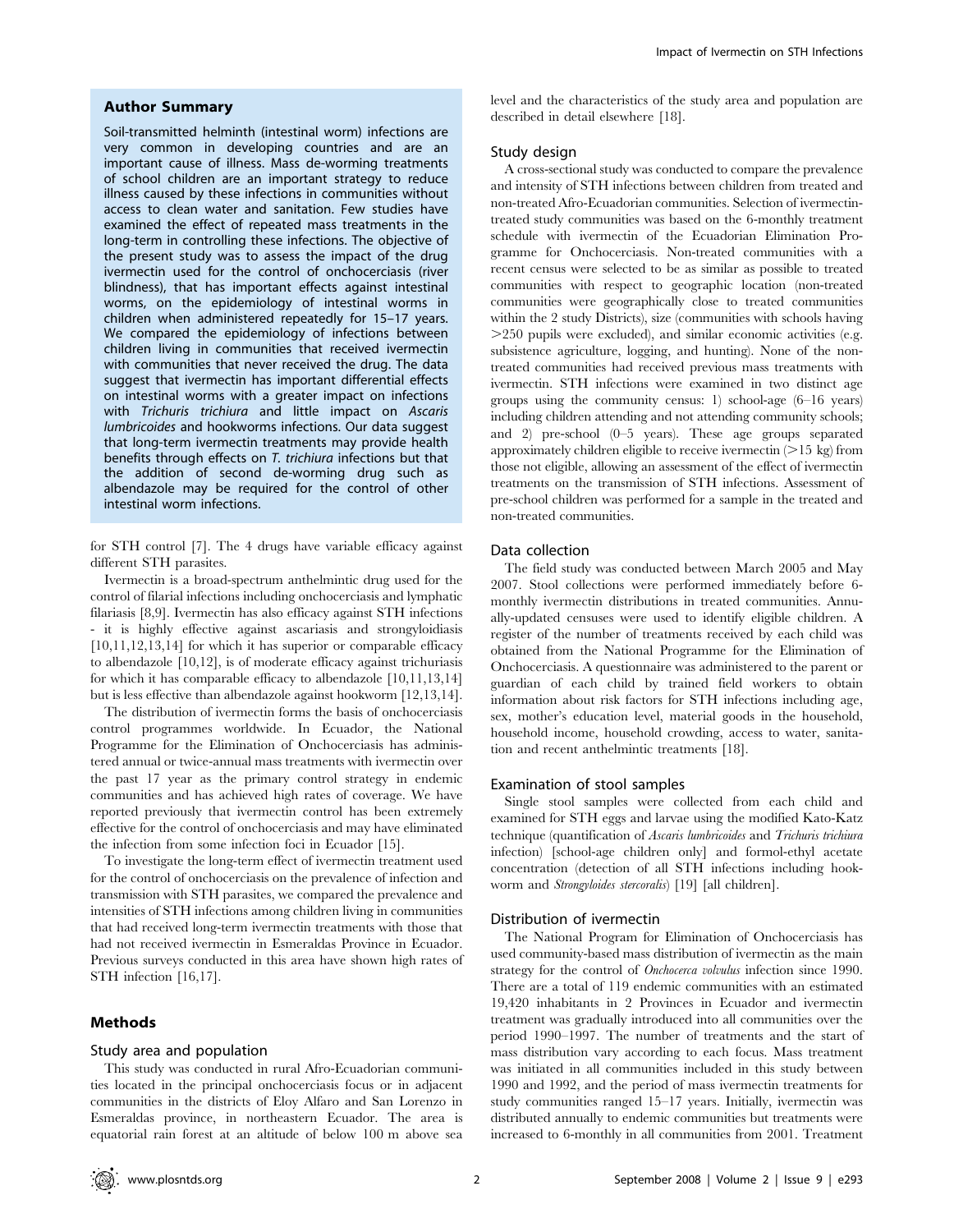## Author Summary

Soil-transmitted helminth (intestinal worm) infections are very common in developing countries and are an important cause of illness. Mass de-worming treatments of school children are an important strategy to reduce illness caused by these infections in communities without access to clean water and sanitation. Few studies have examined the effect of repeated mass treatments in the long-term in controlling these infections. The objective of the present study was to assess the impact of the drug ivermectin used for the control of onchocerciasis (river blindness), that has important effects against intestinal worms, on the epidemiology of intestinal worms in children when administered repeatedly for 15–17 years. We compared the epidemiology of infections between children living in communities that received ivermectin with communities that never received the drug. The data suggest that ivermectin has important differential effects on intestinal worms with a greater impact on infections with *Trichuris trichiura* and little impact on *Ascaris lumbricoides* and hookworms infections. Our data suggest that long-term ivermectin treatments may provide health benefits through effects on *T. trichiura* infections but that the addition of second de-worming drug such as albendazole may be required for the control of other intestinal worm infections.

for STH control [7]. The 4 drugs have variable efficacy against different STH parasites.

Ivermectin is a broad-spectrum anthelmintic drug used for the control of filarial infections including onchocerciasis and lymphatic filariasis [8,9]. Ivermectin has also efficacy against STH infections - it is highly effective against ascariasis and strongyloidiasis [10,11,12,13,14] for which it has superior or comparable efficacy to albendazole [10,12], is of moderate efficacy against trichuriasis for which it has comparable efficacy to albendazole [10,11,13,14] but is less effective than albendazole against hookworm [12,13,14].

The distribution of ivermectin forms the basis of onchocerciasis control programmes worldwide. In Ecuador, the National Programme for the Elimination of Onchocerciasis has administered annual or twice-annual mass treatments with ivermectin over the past 17 year as the primary control strategy in endemic communities and has achieved high rates of coverage. We have reported previously that ivermectin control has been extremely effective for the control of onchocerciasis and may have eliminated the infection from some infection foci in Ecuador [15].

To investigate the long-term effect of ivermectin treatment used for the control of onchocerciasis on the prevalence of infection and transmission with STH parasites, we compared the prevalence and intensities of STH infections among children living in communities that had received long-term ivermectin treatments with those that had not received ivermectin in Esmeraldas Province in Ecuador. Previous surveys conducted in this area have shown high rates of STH infection [16,17].

## Methods

### Study area and population

This study was conducted in rural Afro-Ecuadorian communities located in the principal onchocerciasis focus or in adjacent communities in the districts of Eloy Alfaro and San Lorenzo in Esmeraldas province, in northeastern Ecuador. The area is equatorial rain forest at an altitude of below 100 m above sea level and the characteristics of the study area and population are described in detail elsewhere [18].

### Study design

A cross-sectional study was conducted to compare the prevalence and intensity of STH infections between children from treated and non-treated Afro-Ecuadorian communities. Selection of ivermectin-treated study communities was based on the 6-monthly treatment schedule with ivermectin of the Ecuadorian Elimination Programme for Onchocerciasis. Non-treated communities with a recent census were selected to be as similar as possible to treated communities with respect to geographic location (non-treated communities were geographically close to treated communities within the 2 study Districts), size (communities with schools having >250 pupils were excluded), and similar economic activities (e.g. subsistence agriculture, logging, and hunting). None of the non-treated communities had received previous mass treatments with ivermectin. STH infections were examined in two distinct age groups using the community census: 1) school-age (6–16 years) including children attending and not attending community schools; and 2) pre-school (0–5 years). These age groups separated approximately children eligible to receive ivermectin (>15 kg) from those not eligible, allowing an assessment of the effect of ivermectin treatments on the transmission of STH infections. Assessment of pre-school children was performed for a sample in the treated and non-treated communities.

### Data collection

The field study was conducted between March 2005 and May 2007. Stool collections were performed immediately before 6-monthly ivermectin distributions in treated communities. Annually-updated censuses were used to identify eligible children. A register of the number of treatments received by each child was obtained from the National Programme for the Elimination of Onchocerciasis. A questionnaire was administered to the parent or guardian of each child by trained field workers to obtain information about risk factors for STH infections including age, sex, mother's education level, material goods in the household, household income, household crowding, access to water, sanitation and recent anthelmintic treatments [18].

### Examination of stool samples

Single stool samples were collected from each child and examined for STH eggs and larvae using the modified Kato-Katz technique (quantification of *Ascaris lumbricoides* and *Trichuris trichiura* infection) [school-age children only] and formol-ethyl acetate concentration (detection of all STH infections including hookworm and *Strongyloides stercoralis*) [19] [all children].

### Distribution of ivermectin

The National Program for Elimination of Onchocerciasis has used community-based mass distribution of ivermectin as the main strategy for the control of *Onchocerca volvulus* infection since 1990. There are a total of 119 endemic communities with an estimated 19,420 inhabitants in 2 Provinces in Ecuador and ivermectin treatment was gradually introduced into all communities over the period 1990–1997. The number of treatments and the start of mass distribution vary according to each focus. Mass treatment was initiated in all communities included in this study between 1990 and 1992, and the period of mass ivermectin treatments for study communities ranged 15–17 years. Initially, ivermectin was distributed annually to endemic communities but treatments were increased to 6-monthly in all communities from 2001. Treatment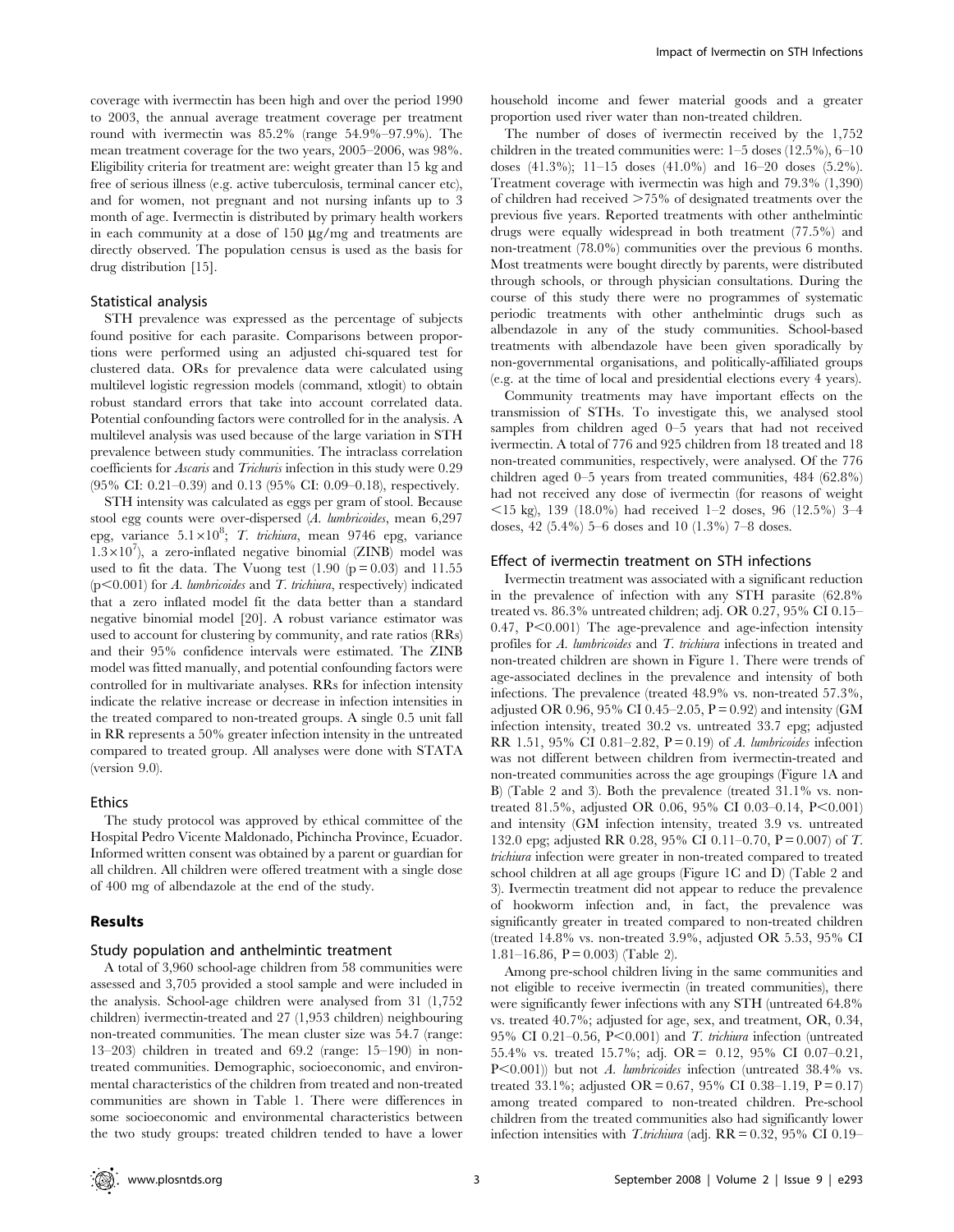coverage with ivermectin has been high and over the period 1990 to 2003, the annual average treatment coverage per treatment round with ivermectin was 85.2% (range 54.9%–97.9%). The mean treatment coverage for the two years, 2005–2006, was 98%. Eligibility criteria for treatment are: weight greater than 15 kg and free of serious illness (e.g. active tuberculosis, terminal cancer etc), and for women, not pregnant and not nursing infants up to 3 month of age. Ivermectin is distributed by primary health workers in each community at a dose of 150 µg/mg and treatments are directly observed. The population census is used as the basis for drug distribution [15].

### Statistical analysis

STH prevalence was expressed as the percentage of subjects found positive for each parasite. Comparisons between proportions were performed using an adjusted chi-squared test for clustered data. ORs for prevalence data were calculated using multilevel logistic regression models (command, xtlogit) to obtain robust standard errors that take into account correlated data. Potential confounding factors were controlled for in the analysis. A multilevel analysis was used because of the large variation in STH prevalence between study communities. The intraclass correlation coefficients for *Ascaris* and *Trichuris* infection in this study were 0.29 (95% CI: 0.21–0.39) and 0.13 (95% CI: 0.09–0.18), respectively.

STH intensity was calculated as eggs per gram of stool. Because stool egg counts were over-dispersed (*A. lumbricoides*, mean 6,297 epg, variance $5.1\times10^{8}$; *T. trichiura*, mean 9746 epg, variance $1.3\times10^{7}$), a zero-inflated negative binomial (ZINB) model was used to fit the data. The Vuong test (1.90 ($p = 0.03$) and 11.55 ($p<0.001$) for *A. lumbricoides* and *T. trichiura*, respectively) indicated that a zero inflated model fit the data better than a standard negative binomial model [20]. A robust variance estimator was used to account for clustering by community, and rate ratios (RRs) and their 95% confidence intervals were estimated. The ZINB model was fitted manually, and potential confounding factors were controlled for in multivariate analyses. RRs for infection intensity indicate the relative increase or decrease in infection intensities in the treated compared to non-treated groups. A single 0.5 unit fall in RR represents a 50% greater infection intensity in the untreated compared to treated group. All analyses were done with STATA (version 9.0).

### Ethics

The study protocol was approved by ethical committee of the Hospital Pedro Vicente Maldonado, Pichincha Province, Ecuador. Informed written consent was obtained by a parent or guardian for all children. All children were offered treatment with a single dose of 400 mg of albendazole at the end of the study.

## Results

### Study population and anthelmintic treatment

A total of 3,960 school-age children from 58 communities were assessed and 3,705 provided a stool sample and were included in the analysis. School-age children were analysed from 31 (1,752 children) ivermectin-treated and 27 (1,953 children) neighbouring non-treated communities. The mean cluster size was 54.7 (range: 13–203) children in treated and 69.2 (range: 15–190) in non-treated communities. Demographic, socioeconomic, and environmental characteristics of the children from treated and non-treated communities are shown in Table 1. There were differences in some socioeconomic and environmental characteristics between the two study groups: treated children tended to have a lower household income and fewer material goods and a greater proportion used river water than non-treated children.

The number of doses of ivermectin received by the 1,752 children in the treated communities were: 1–5 doses (12.5%), 6–10 doses (41.3%); 11–15 doses (41.0%) and 16–20 doses (5.2%). Treatment coverage with ivermectin was high and 79.3% (1,390) of children had received >75% of designated treatments over the previous five years. Reported treatments with other anthelmintic drugs were equally widespread in both treatment (77.5%) and non-treatment (78.0%) communities over the previous 6 months. Most treatments were bought directly by parents, were distributed through schools, or through physician consultations. During the course of this study there were no programmes of systematic periodic treatments with other anthelmintic drugs such as albendazole in any of the study communities. School-based treatments with albendazole have been given sporadically by non-governmental organisations, and politically-affiliated groups (e.g. at the time of local and presidential elections every 4 years).

Community treatments may have important effects on the transmission of STHs. To investigate this, we analysed stool samples from children aged 0–5 years that had not received ivermectin. A total of 776 and 925 children from 18 treated and 18 non-treated communities, respectively, were analysed. Of the 776 children aged 0–5 years from treated communities, 484 (62.8%) had not received any dose of ivermectin (for reasons of weight <15 kg), 139 (18.0%) had received 1–2 doses, 96 (12.5%) 3–4 doses, 42 (5.4%) 5–6 doses and 10 (1.3%) 7–8 doses.

### Effect of ivermectin treatment on STH infections

Ivermectin treatment was associated with a significant reduction in the prevalence of infection with any STH parasite (62.8% treated vs. 86.3% untreated children; adj. OR 0.27, 95% CI 0.15–0.47, $P<0.001$) The age-prevalence and age-infection intensity profiles for *A. lumbricoides* and *T. trichiura* infections in treated and non-treated children are shown in Figure 1. There were trends of age-associated declines in the prevalence and intensity of both infections. The prevalence (treated 48.9% vs. non-treated 57.3%, adjusted OR 0.96, 95% CI 0.45–2.05, $P = 0.92$) and intensity (GM infection intensity, treated 30.2 vs. untreated 33.7 epg; adjusted RR 1.51, 95% CI 0.81–2.82, $P = 0.19$) of *A. lumbricoides* infection was not different between children from ivermectin-treated and non-treated communities across the age groupings (Figure 1A and B) (Table 2 and 3). Both the prevalence (treated 31.1% vs. non-treated 81.5%, adjusted OR 0.06, 95% CI 0.03–0.14, $P<0.001$) and intensity (GM infection intensity, treated 3.9 vs. untreated 132.0 epg; adjusted RR 0.28, 95% CI 0.11–0.70, $P = 0.007$) of *T. trichiura* infection were greater in non-treated compared to treated school children at all age groups (Figure 1C and D) (Table 2 and 3). Ivermectin treatment did not appear to reduce the prevalence of hookworm infection and, in fact, the prevalence was significantly greater in treated compared to non-treated children (treated 14.8% vs. non-treated 3.9%, adjusted OR 5.53, 95% CI 1.81–16.86, $P = 0.003$) (Table 2).

Among pre-school children living in the same communities and not eligible to receive ivermectin (in treated communities), there were significantly fewer infections with any STH (untreated 64.8% vs. treated 40.7%; adjusted for age, sex, and treatment, OR, 0.34, 95% CI 0.21–0.56, $P<0.001$) and *T. trichiura* infection (untreated 55.4% vs. treated 15.7%; adj. OR = 0.12, 95% CI 0.07–0.21, $P<0.001$)) but not *A. lumbricoides* infection (untreated 38.4% vs. treated 33.1%; adjusted OR = 0.67, 95% CI 0.38–1.19, $P = 0.17$) among treated compared to non-treated children. Pre-school children from the treated communities also had significantly lower infection intensities with *T.trichiura* (adj. RR = 0.32, 95% CI 0.19–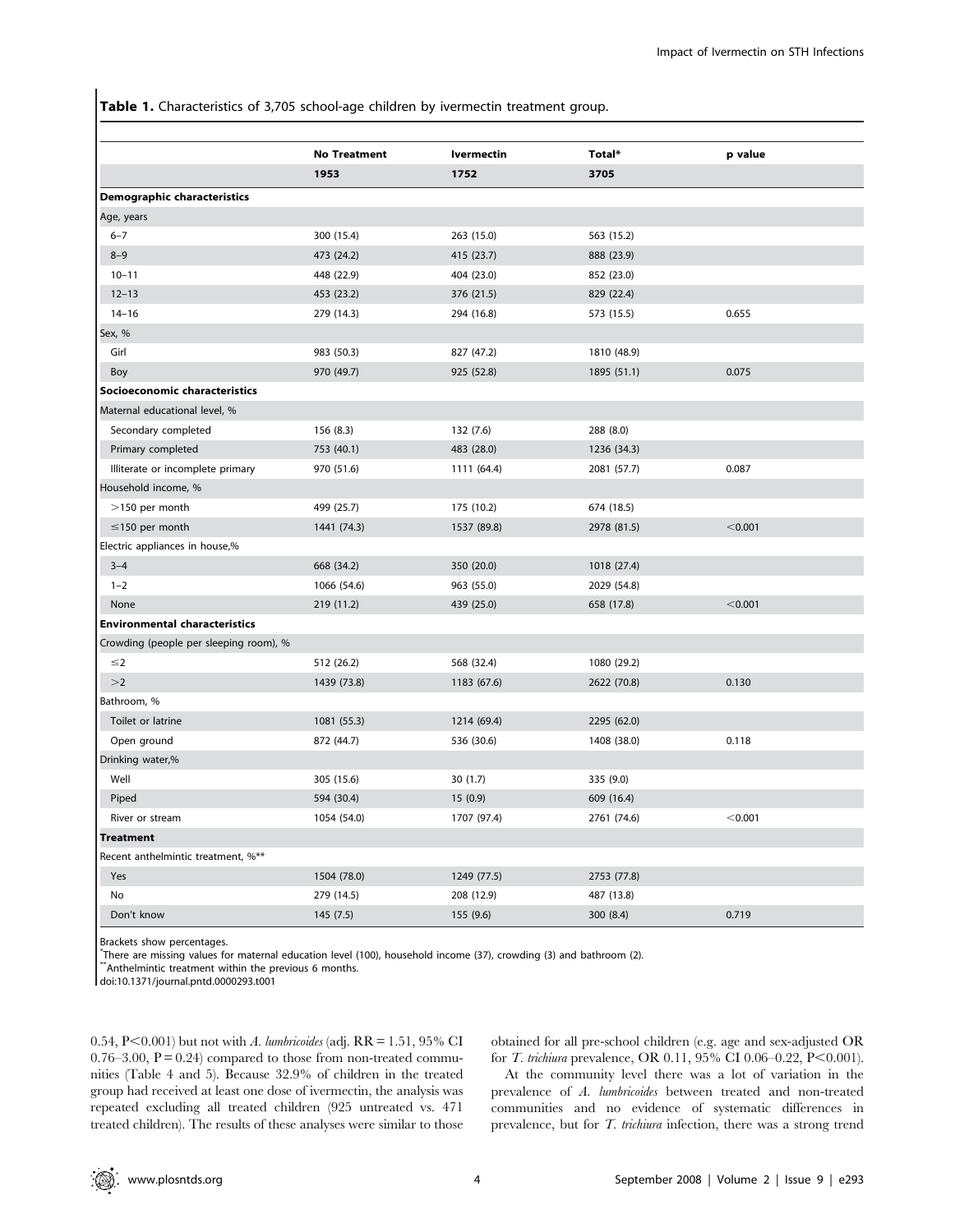**Table 1.** Characteristics of 3,705 school-age children by ivermectin treatment group.

| | No Treatment | Ivermectin | Total* | p value |
|---|---|---|---|---|
| | 1953 | 1752 | 3705 | |
| **Demographic characteristics** | | | | |
| Age, years | | | | |
| 6–7 | 300 (15.4) | 263 (15.0) | 563 (15.2) | |
| 8–9 | 473 (24.2) | 415 (23.7) | 888 (23.9) | |
| 10–11 | 448 (22.9) | 404 (23.0) | 852 (23.0) | |
| 12–13 | 453 (23.2) | 376 (21.5) | 829 (22.4) | |
| 14–16 | 279 (14.3) | 294 (16.8) | 573 (15.5) | 0.655 |
| Sex, % | | | | |
| Girl | 983 (50.3) | 827 (47.2) | 1810 (48.9) | |
| Boy | 970 (49.7) | 925 (52.8) | 1895 (51.1) | 0.075 |
| **Socioeconomic characteristics** | | | | |
| Maternal educational level, % | | | | |
| Secondary completed | 156 (8.3) | 132 (7.6) | 288 (8.0) | |
| Primary completed | 753 (40.1) | 483 (28.0) | 1236 (34.3) | |
| Illiterate or incomplete primary | 970 (51.6) | 1111 (64.4) | 2081 (57.7) | 0.087 |
| Household income, % | | | | |
| >150 per month | 499 (25.7) | 175 (10.2) | 674 (18.5) | |
| ≤150 per month | 1441 (74.3) | 1537 (89.8) | 2978 (81.5) | <0.001 |
| Electric appliances in house,% | | | | |
| 3–4 | 668 (34.2) | 350 (20.0) | 1018 (27.4) | |
| 1–2 | 1066 (54.6) | 963 (55.0) | 2029 (54.8) | |
| None | 219 (11.2) | 439 (25.0) | 658 (17.8) | <0.001 |
| **Environmental characteristics** | | | | |
| Crowding (people per sleeping room), % | | | | |
| ≤2 | 512 (26.2) | 568 (32.4) | 1080 (29.2) | |
| >2 | 1439 (73.8) | 1183 (67.6) | 2622 (70.8) | 0.130 |
| Bathroom, % | | | | |
| Toilet or latrine | 1081 (55.3) | 1214 (69.4) | 2295 (62.0) | |
| Open ground | 872 (44.7) | 536 (30.6) | 1408 (38.0) | 0.118 |
| Drinking water,% | | | | |
| Well | 305 (15.6) | 30 (1.7) | 335 (9.0) | |
| Piped | 594 (30.4) | 15 (0.9) | 609 (16.4) | |
| River or stream | 1054 (54.0) | 1707 (97.4) | 2761 (74.6) | <0.001 |
| **Treatment** | | | | |
| Recent anthelmintic treatment, %** | | | | |
| Yes | 1504 (78.0) | 1249 (77.5) | 2753 (77.8) | |
| No | 279 (14.5) | 208 (12.9) | 487 (13.8) | |
| Don't know | 145 (7.5) | 155 (9.6) | 300 (8.4) | 0.719 |

Brackets show percentages.
*There are missing values for maternal education level (100), household income (37), crowding (3) and bathroom (2).
**Anthelmintic treatment within the previous 6 months.
doi:10.1371/journal.pntd.0000293.t001

0.54, P<0.001) but not with *A. lumbricoides* (adj. RR = 1.51, 95% CI 0.76–3.00, P = 0.24) compared to those from non-treated communities (Table 4 and 5). Because 32.9% of children in the treated group had received at least one dose of ivermectin, the analysis was repeated excluding all treated children (925 untreated vs. 471 treated children). The results of these analyses were similar to those obtained for all pre-school children (e.g. age and sex-adjusted OR for *T. trichiura* prevalence, OR 0.11, 95% CI 0.06–0.22, P<0.001).

At the community level there was a lot of variation in the prevalence of *A. lumbricoides* between treated and non-treated communities and no evidence of systematic differences in prevalence, but for *T. trichiura* infection, there was a strong trend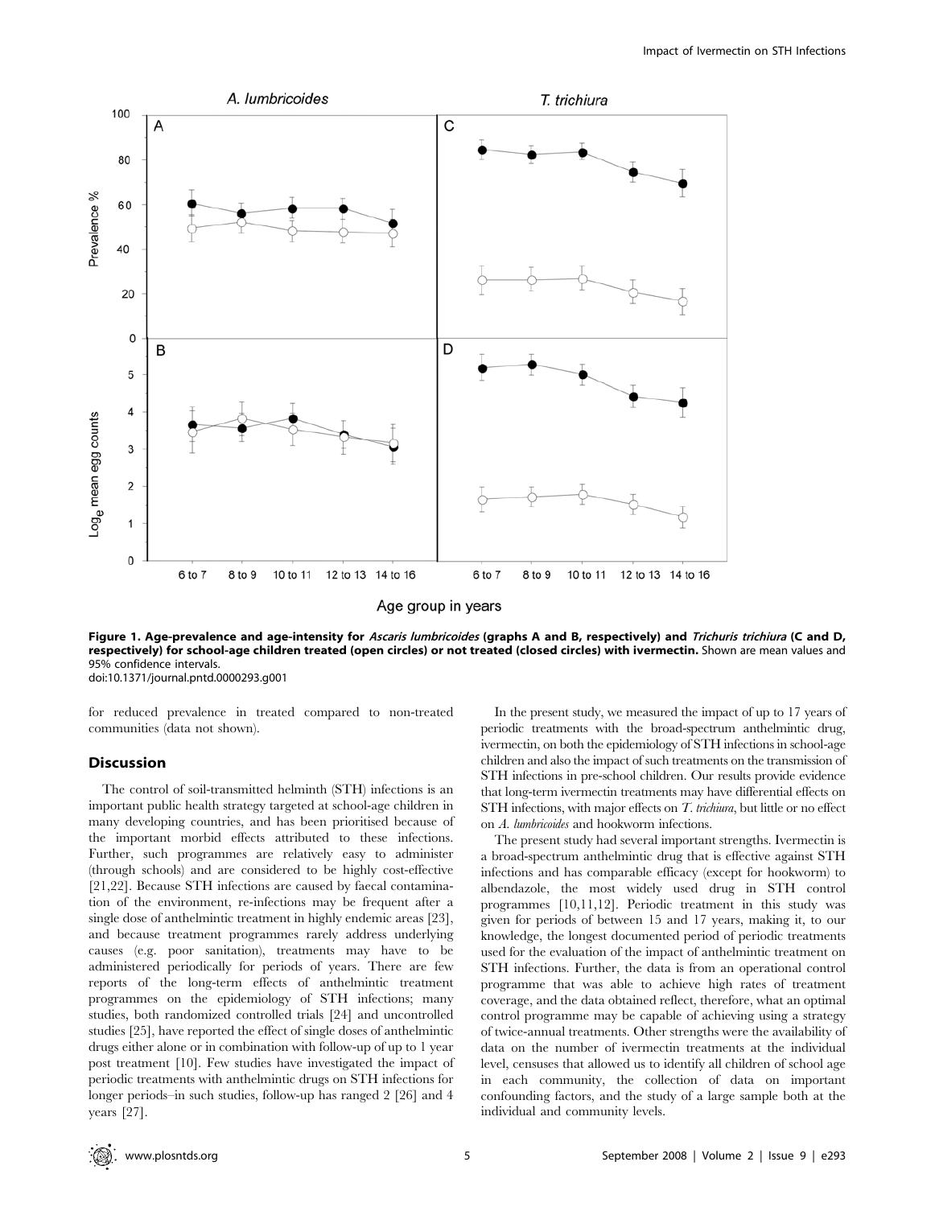**Figure 1. Age-prevalence and age-intensity for *Ascaris lumbricoides* (graphs A and B, respectively) and *Trichuris trichiura* (C and D, respectively) for school-age children treated (open circles) or not treated (closed circles) with ivermectin.** Shown are mean values and 95% confidence intervals.
doi:10.1371/journal.pntd.0000293.g001

for reduced prevalence in treated compared to non-treated communities (data not shown).

## Discussion

The control of soil-transmitted helminth (STH) infections is an important public health strategy targeted at school-age children in many developing countries, and has been prioritised because of the important morbid effects attributed to these infections. Further, such programmes are relatively easy to administer (through schools) and are considered to be highly cost-effective [21,22]. Because STH infections are caused by faecal contamination of the environment, re-infections may be frequent after a single dose of anthelmintic treatment in highly endemic areas [23], and because treatment programmes rarely address underlying causes (e.g. poor sanitation), treatments may have to be administered periodically for periods of years. There are few reports of the long-term effects of anthelmintic treatment programmes on the epidemiology of STH infections; many studies, both randomized controlled trials [24] and uncontrolled studies [25], have reported the effect of single doses of anthelmintic drugs either alone or in combination with follow-up of up to 1 year post treatment [10]. Few studies have investigated the impact of periodic treatments with anthelmintic drugs on STH infections for longer periods–in such studies, follow-up has ranged 2 [26] and 4 years [27].

In the present study, we measured the impact of up to 17 years of periodic treatments with the broad-spectrum anthelmintic drug, ivermectin, on both the epidemiology of STH infections in school-age children and also the impact of such treatments on the transmission of STH infections in pre-school children. Our results provide evidence that long-term ivermectin treatments may have differential effects on STH infections, with major effects on *T. trichiura*, but little or no effect on *A. lumbricoides* and hookworm infections.

The present study had several important strengths. Ivermectin is a broad-spectrum anthelmintic drug that is effective against STH infections and has comparable efficacy (except for hookworm) to albendazole, the most widely used drug in STH control programmes [10,11,12]. Periodic treatment in this study was given for periods of between 15 and 17 years, making it, to our knowledge, the longest documented period of periodic treatments used for the evaluation of the impact of anthelmintic treatment on STH infections. Further, the data is from an operational control programme that was able to achieve high rates of treatment coverage, and the data obtained reflect, therefore, what an optimal control programme may be capable of achieving using a strategy of twice-annual treatments. Other strengths were the availability of data on the number of ivermectin treatments at the individual level, censuses that allowed us to identify all children of school age in each community, the collection of data on important confounding factors, and the study of a large sample both at the individual and community levels.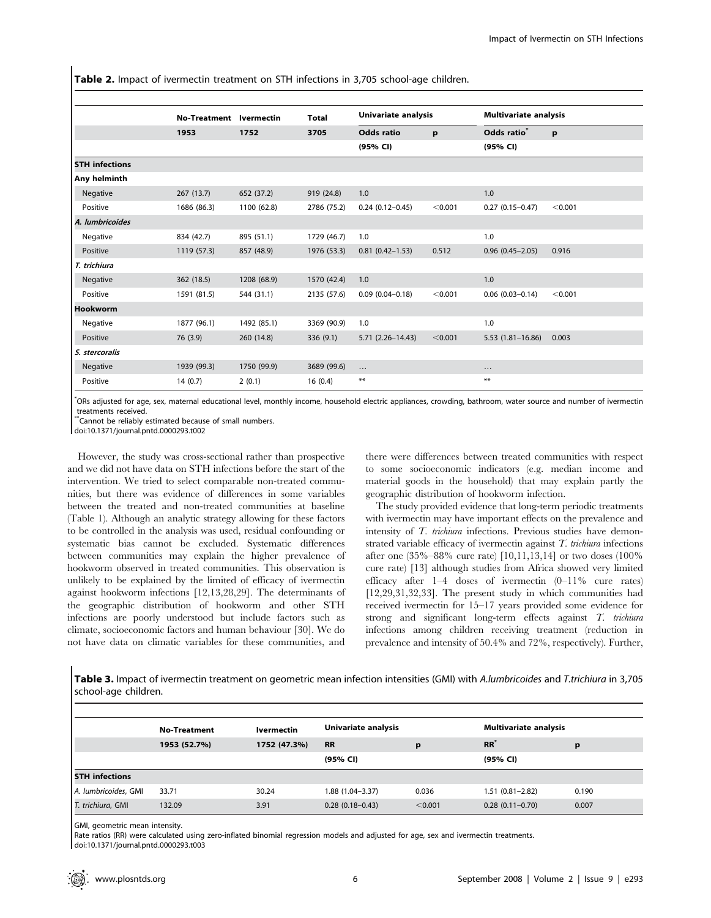**Table 2.** Impact of ivermectin treatment on STH infections in 3,705 school-age children.

| | No-Treatment | Ivermectin | Total | Univariate analysis | | Multivariate analysis | |
|---|---|---|---|---|---|---|---|
| | 1953 | 1752 | 3705 | Odds ratio (95% CI) | p | Odds ratio* (95% CI) | p |
| **STH infections** | | | | | | | |
| **Any helminth** | | | | | | | |
| Negative | 267 (13.7) | 652 (37.2) | 919 (24.8) | 1.0 | | 1.0 | |
| Positive | 1686 (86.3) | 1100 (62.8) | 2786 (75.2) | 0.24 (0.12–0.45) | <0.001 | 0.27 (0.15–0.47) | <0.001 |
| ***A. lumbricoides*** | | | | | | | |
| Negative | 834 (42.7) | 895 (51.1) | 1729 (46.7) | 1.0 | | 1.0 | |
| Positive | 1119 (57.3) | 857 (48.9) | 1976 (53.3) | 0.81 (0.42–1.53) | 0.512 | 0.96 (0.45–2.05) | 0.916 |
| ***T. trichiura*** | | | | | | | |
| Negative | 362 (18.5) | 1208 (68.9) | 1570 (42.4) | 1.0 | | 1.0 | |
| Positive | 1591 (81.5) | 544 (31.1) | 2135 (57.6) | 0.09 (0.04–0.18) | <0.001 | 0.06 (0.03–0.14) | <0.001 |
| **Hookworm** | | | | | | | |
| Negative | 1877 (96.1) | 1492 (85.1) | 3369 (90.9) | 1.0 | | 1.0 | |
| Positive | 76 (3.9) | 260 (14.8) | 336 (9.1) | 5.71 (2.26–14.43) | <0.001 | 5.53 (1.81–16.86) | 0.003 |
| ***S. stercoralis*** | | | | | | | |
| Negative | 1939 (99.3) | 1750 (99.9) | 3689 (99.6) | ... | | ... | |
| Positive | 14 (0.7) | 2 (0.1) | 16 (0.4) | ** | | ** | |

*ORs adjusted for age, sex, maternal educational level, monthly income, household electric appliances, crowding, bathroom, water source and number of ivermectin treatments received.
**Cannot be reliably estimated because of small numbers.
doi:10.1371/journal.pntd.0000293.t002

However, the study was cross-sectional rather than prospective and we did not have data on STH infections before the start of the intervention. We tried to select comparable non-treated communities, but there was evidence of differences in some variables between the treated and non-treated communities at baseline (Table 1). Although an analytic strategy allowing for these factors to be controlled in the analysis was used, residual confounding or systematic bias cannot be excluded. Systematic differences between communities may explain the higher prevalence of hookworm observed in treated communities. This observation is unlikely to be explained by the limited of efficacy of ivermectin against hookworm infections [12,13,28,29]. The determinants of the geographic distribution of hookworm and other STH infections are poorly understood but include factors such as climate, socioeconomic factors and human behaviour [30]. We do not have data on climatic variables for these communities, and there were differences between treated communities with respect to some socioeconomic indicators (e.g. median income and material goods in the household) that may explain partly the geographic distribution of hookworm infection.

The study provided evidence that long-term periodic treatments with ivermectin may have important effects on the prevalence and intensity of *T. trichiura* infections. Previous studies have demonstrated variable efficacy of ivermectin against *T. trichiura* infections after one (35%–88% cure rate) [10,11,13,14] or two doses (100% cure rate) [13] although studies from Africa showed very limited efficacy after 1–4 doses of ivermectin (0–11% cure rates) [12,29,31,32,33]. The present study in which communities had received ivermectin for 15–17 years provided some evidence for strong and significant long-term effects against *T. trichiura* infections among children receiving treatment (reduction in prevalence and intensity of 50.4% and 72%, respectively). Further,

**Table 3.** Impact of ivermectin treatment on geometric mean infection intensities (GMI) with *A.lumbricoides* and *T.trichiura* in 3,705 school-age children.

| | No-Treatment | Ivermectin | Univariate analysis | | Multivariate analysis | |
|---|---|---|---|---|---|---|
| | 1953 (52.7%) | 1752 (47.3%) | RR (95% CI) | p | RR* (95% CI) | p |
| **STH infections** | | | | | | |
| *A. lumbricoides*, GMI | 33.71 | 30.24 | 1.88 (1.04–3.37) | 0.036 | 1.51 (0.81–2.82) | 0.190 |
| *T. trichiura*, GMI | 132.09 | 3.91 | 0.28 (0.18–0.43) | <0.001 | 0.28 (0.11–0.70) | 0.007 |

GMI, geometric mean intensity.
Rate ratios (RR) were calculated using zero-inflated binomial regression models and adjusted for age, sex and ivermectin treatments.
doi:10.1371/journal.pntd.0000293.t003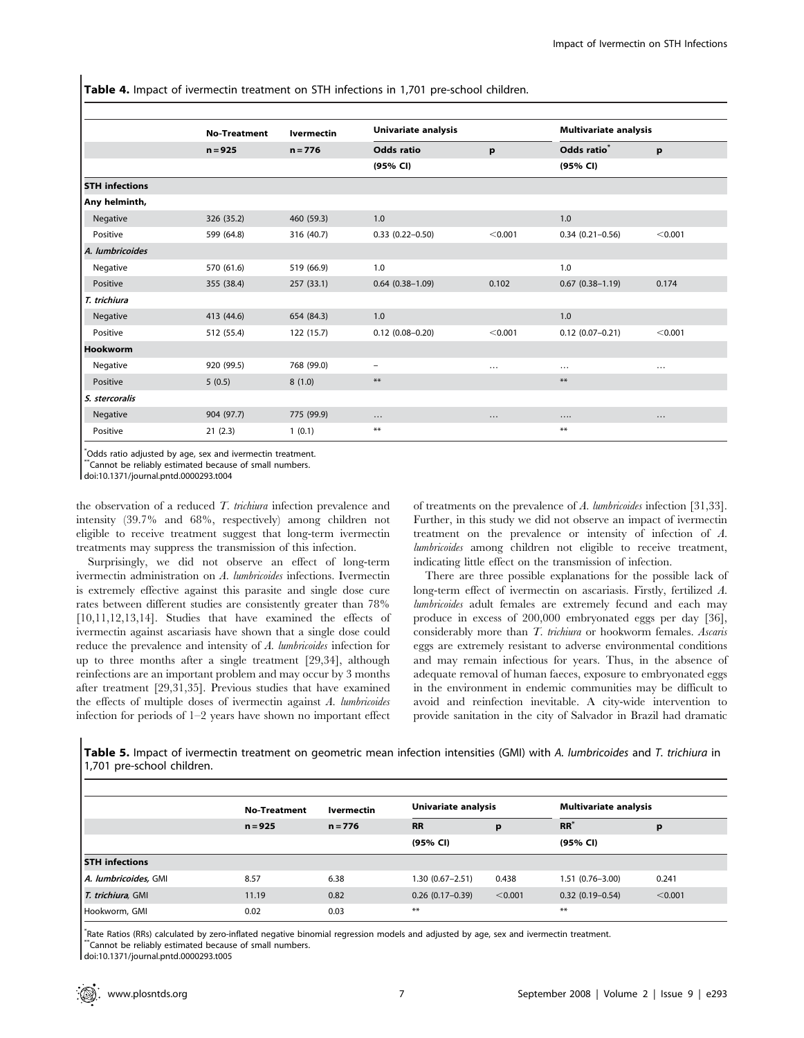**Table 4.** Impact of ivermectin treatment on STH infections in 1,701 pre-school children.

| | No-Treatment | Ivermectin | Univariate analysis | | Multivariate analysis | |
|---|---|---|---|---|---|---|
| | n = 925 | n = 776 | Odds ratio (95% CI) | p | Odds ratio* (95% CI) | p |
| **STH infections** | | | | | | |
| **Any helminth,** | | | | | | |
| Negative | 326 (35.2) | 460 (59.3) | 1.0 | | 1.0 | |
| Positive | 599 (64.8) | 316 (40.7) | 0.33 (0.22–0.50) | <0.001 | 0.34 (0.21–0.56) | <0.001 |
| ***A. lumbricoides*** | | | | | | |
| Negative | 570 (61.6) | 519 (66.9) | 1.0 | | 1.0 | |
| Positive | 355 (38.4) | 257 (33.1) | 0.64 (0.38–1.09) | 0.102 | 0.67 (0.38–1.19) | 0.174 |
| ***T. trichiura*** | | | | | | |
| Negative | 413 (44.6) | 654 (84.3) | 1.0 | | 1.0 | |
| Positive | 512 (55.4) | 122 (15.7) | 0.12 (0.08–0.20) | <0.001 | 0.12 (0.07–0.21) | <0.001 |
| **Hookworm** | | | | | | |
| Negative | 920 (99.5) | 768 (99.0) | – | … | … | … |
| Positive | 5 (0.5) | 8 (1.0) | ** | | ** | |
| ***S. stercoralis*** | | | | | | |
| Negative | 904 (97.7) | 775 (99.9) | … | … | …. | … |
| Positive | 21 (2.3) | 1 (0.1) | ** | | ** | |

*Odds ratio adjusted by age, sex and ivermectin treatment.
**Cannot be reliably estimated because of small numbers.
doi:10.1371/journal.pntd.0000293.t004

the observation of a reduced *T. trichiura* infection prevalence and intensity (39.7% and 68%, respectively) among children not eligible to receive treatment suggest that long-term ivermectin treatments may suppress the transmission of this infection.

Surprisingly, we did not observe an effect of long-term ivermectin administration on *A. lumbricoides* infections. Ivermectin is extremely effective against this parasite and single dose cure rates between different studies are consistently greater than 78% [10,11,12,13,14]. Studies that have examined the effects of ivermectin against ascariasis have shown that a single dose could reduce the prevalence and intensity of *A. lumbricoides* infection for up to three months after a single treatment [29,34], although reinfections are an important problem and may occur by 3 months after treatment [29,31,35]. Previous studies that have examined the effects of multiple doses of ivermectin against *A. lumbricoides* infection for periods of 1–2 years have shown no important effect of treatments on the prevalence of *A. lumbricoides* infection [31,33]. Further, in this study we did not observe an impact of ivermectin treatment on the prevalence or intensity of infection of *A. lumbricoides* among children not eligible to receive treatment, indicating little effect on the transmission of infection.

There are three possible explanations for the possible lack of long-term effect of ivermectin on ascariasis. Firstly, fertilized *A. lumbricoides* adult females are extremely fecund and each may produce in excess of 200,000 embryonated eggs per day [36], considerably more than *T. trichiura* or hookworm females. *Ascaris* eggs are extremely resistant to adverse environmental conditions and may remain infectious for years. Thus, in the absence of adequate removal of human faeces, exposure to embryonated eggs in the environment in endemic communities may be difficult to avoid and reinfection inevitable. A city-wide intervention to provide sanitation in the city of Salvador in Brazil had dramatic

**Table 5.** Impact of ivermectin treatment on geometric mean infection intensities (GMI) with *A. lumbricoides* and *T. trichiura* in 1,701 pre-school children.

| | No-Treatment | Ivermectin | Univariate analysis | | Multivariate analysis | |
|---|---|---|---|---|---|---|
| | n = 925 | n = 776 | RR (95% CI) | p | RR* (95% CI) | p |
| **STH infections** | | | | | | |
| ***A. lumbricoides,* GMI** | 8.57 | 6.38 | 1.30 (0.67–2.51) | 0.438 | 1.51 (0.76–3.00) | 0.241 |
| ***T. trichiura,* GMI** | 11.19 | 0.82 | 0.26 (0.17–0.39) | <0.001 | 0.32 (0.19–0.54) | <0.001 |
| Hookworm, GMI | 0.02 | 0.03 | ** | | ** | |

*Rate Ratios (RRs) calculated by zero-inflated negative binomial regression models and adjusted by age, sex and ivermectin treatment.
**Cannot be reliably estimated because of small numbers.
doi:10.1371/journal.pntd.0000293.t005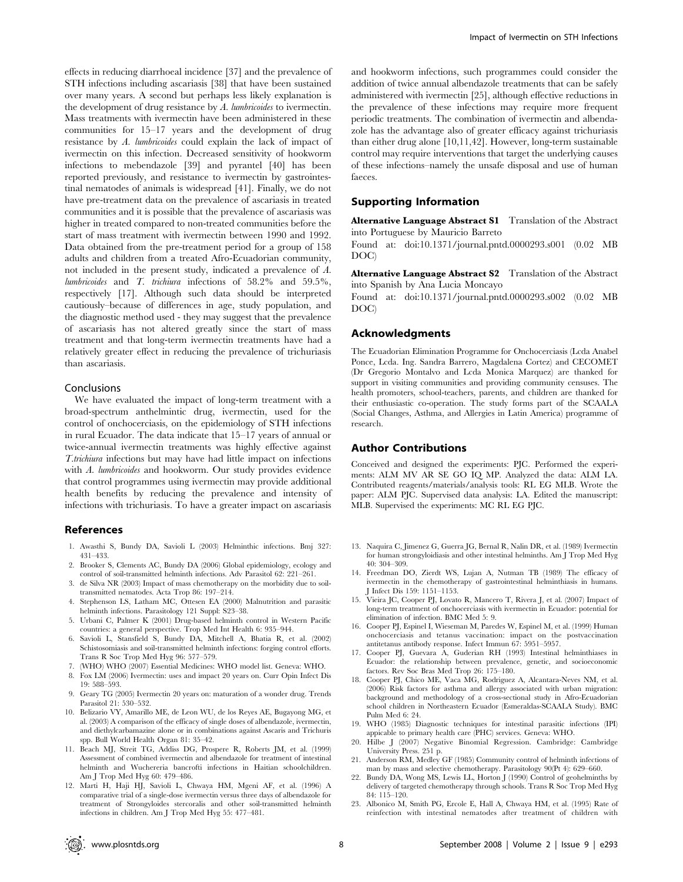effects in reducing diarrhoeal incidence [37] and the prevalence of STH infections including ascariasis [38] that have been sustained over many years. A second but perhaps less likely explanation is the development of drug resistance by *A. lumbricoides* to ivermectin. Mass treatments with ivermectin have been administered in these communities for 15–17 years and the development of drug resistance by *A. lumbricoides* could explain the lack of impact of ivermectin on this infection. Decreased sensitivity of hookworm infections to mebendazole [39] and pyrantel [40] has been reported previously, and resistance to ivermectin by gastrointestinal nematodes of animals is widespread [41]. Finally, we do not have pre-treatment data on the prevalence of ascariasis in treated communities and it is possible that the prevalence of ascariasis was higher in treated compared to non-treated communities before the start of mass treatment with ivermectin between 1990 and 1992. Data obtained from the pre-treatment period for a group of 158 adults and children from a treated Afro-Ecuadorian community, not included in the present study, indicated a prevalence of *A. lumbricoides* and *T. trichiura* infections of 58.2% and 59.5%, respectively [17]. Although such data should be interpreted cautiously–because of differences in age, study population, and the diagnostic method used - they may suggest that the prevalence of ascariasis has not altered greatly since the start of mass treatment and that long-term ivermectin treatments have had a relatively greater effect in reducing the prevalence of trichuriasis than ascariasis.

### Conclusions

We have evaluated the impact of long-term treatment with a broad-spectrum anthelmintic drug, ivermectin, used for the control of onchocerciasis, on the epidemiology of STH infections in rural Ecuador. The data indicate that 15–17 years of annual or twice-annual ivermectin treatments was highly effective against *T.trichiura* infections but may have had little impact on infections with *A. lumbricoides* and hookworm. Our study provides evidence that control programmes using ivermectin may provide additional health benefits by reducing the prevalence and intensity of infections with trichuriasis. To have a greater impact on ascariasis and hookworm infections, such programmes could consider the addition of twice annual albendazole treatments that can be safely administered with ivermectin [25], although effective reductions in the prevalence of these infections may require more frequent periodic treatments. The combination of ivermectin and albendazole has the advantage also of greater efficacy against trichuriasis than either drug alone [10,11,42]. However, long-term sustainable control may require interventions that target the underlying causes of these infections–namely the unsafe disposal and use of human faeces.

## Supporting Information

**Alternative Language Abstract S1** Translation of the Abstract into Portuguese by Mauricio Barreto
Found at: doi:10.1371/journal.pntd.0000293.s001 (0.02 MB DOC)

**Alternative Language Abstract S2** Translation of the Abstract into Spanish by Ana Lucia Moncayo
Found at: doi:10.1371/journal.pntd.0000293.s002 (0.02 MB DOC)

## Acknowledgments

The Ecuadorian Elimination Programme for Onchocerciasis (Lcda Anabel Ponce, Lcda. Ing. Sandra Barrero, Magdalena Cortez) and CECOMET (Dr Gregorio Montalvo and Lcda Monica Marquez) are thanked for support in visiting communities and providing community censuses. The health promoters, school-teachers, parents, and children are thanked for their enthusiastic co-operation. The study forms part of the SCAALA (Social Changes, Asthma, and Allergies in Latin America) programme of research.

## Author Contributions

Conceived and designed the experiments: PJC. Performed the experiments: ALM MV AR SE GO IQ MP. Analyzed the data: ALM LA. Contributed reagents/materials/analysis tools: RL EG MLB. Wrote the paper: ALM PJC. Supervised data analysis: LA. Edited the manuscript: MLB. Supervised the experiments: MC RL EG PJC.

## References

1. Awasthi S, Bundy DA, Savioli L (2003) Helminthic infections. Bmj 327: 431–433.
2. Brooker S, Clements AC, Bundy DA (2006) Global epidemiology, ecology and control of soil-transmitted helminth infections. Adv Parasitol 62: 221–261.
3. de Silva NR (2003) Impact of mass chemotherapy on the morbidity due to soil-transmitted nematodes. Acta Trop 86: 197–214.
4. Stephenson LS, Latham MC, Ottesen EA (2000) Malnutrition and parasitic helminth infections. Parasitology 121 Suppl: S23–38.
5. Urbani C, Palmer K (2001) Drug-based helminth control in Western Pacific countries: a general perspective. Trop Med Int Health 6: 935–944.
6. Savioli L, Stansfield S, Bundy DA, Mitchell A, Bhatia R, et al. (2002) Schistosomiasis and soil-transmitted helminth infections: forging control efforts. Trans R Soc Trop Med Hyg 96: 577–579.
7. (WHO) WHO (2007) Essential Medicines: WHO model list. Geneva: WHO.
8. Fox LM (2006) Ivermectin: uses and impact 20 years on. Curr Opin Infect Dis 19: 588–593.
9. Geary TG (2005) Ivermectin 20 years on: maturation of a wonder drug. Trends Parasitol 21: 530–532.
10. Belizario VY, Amarillo ME, de Leon WU, de los Reyes AE, Bugayong MG, et al. (2003) A comparison of the efficacy of single doses of albendazole, ivermectin, and diethylcarbamazine alone or in combinations against Ascaris and Trichuris spp. Bull World Health Organ 81: 35–42.
11. Beach MJ, Streit TG, Addiss DG, Prospere R, Roberts JM, et al. (1999) Assessment of combined ivermectin and albendazole for treatment of intestinal helminth and Wuchereria bancrofti infections in Haitian schoolchildren. Am J Trop Med Hyg 60: 479–486.
12. Marti H, Haji HJ, Savioli L, Chwaya HM, Mgeni AF, et al. (1996) A comparative trial of a single-dose ivermectin versus three days of albendazole for treatment of Strongyloides stercoralis and other soil-transmitted helminth infections in children. Am J Trop Med Hyg 55: 477–481.
13. Naquira C, Jimenez G, Guerra JG, Bernal R, Nalin DR, et al. (1989) Ivermectin for human strongyloidiasis and other intestinal helminths. Am J Trop Med Hyg 40: 304–309.
14. Freedman DO, Zierdt WS, Lujan A, Nutman TB (1989) The efficacy of ivermectin in the chemotherapy of gastrointestinal helminthiasis in humans. J Infect Dis 159: 1151–1153.
15. Vieira JC, Cooper PJ, Lovato R, Mancero T, Rivera J, et al. (2007) Impact of long-term treatment of onchocerciasis with ivermectin in Ecuador: potential for elimination of infection. BMC Med 5: 9.
16. Cooper PJ, Espinel I, Wieseman M, Paredes W, Espinel M, et al. (1999) Human onchocerciasis and tetanus vaccination: impact on the postvaccination antitetanus antibody response. Infect Immun 67: 5951–5957.
17. Cooper PJ, Guevara A, Guderian RH (1993) Intestinal helminthiases in Ecuador: the relationship between prevalence, genetic, and socioeconomic factors. Rev Soc Bras Med Trop 26: 175–180.
18. Cooper PJ, Chico ME, Vaca MG, Rodriguez A, Alcantara-Neves NM, et al. (2006) Risk factors for asthma and allergy associated with urban migration: background and methodology of a cross-sectional study in Afro-Ecuadorian school children in Northeastern Ecuador (Esmeraldas-SCAALA Study). BMC Pulm Med 6: 24.
19. WHO (1985) Diagnostic techniques for intestinal parasitic infections (IPI) appicable to primary health care (PHC) services. Geneva: WHO.
20. Hilbe J (2007) Negative Binomial Regression. Cambridge: Cambridge University Press. 251 p.
21. Anderson RM, Medley GF (1985) Community control of helminth infections of man by mass and selective chemotherapy. Parasitology 90(Pt 4): 629–660.
22. Bundy DA, Wong MS, Lewis LL, Horton J (1990) Control of geohelminths by delivery of targeted chemotherapy through schools. Trans R Soc Trop Med Hyg 84: 115–120.
23. Albonico M, Smith PG, Ercole E, Hall A, Chwaya HM, et al. (1995) Rate of reinfection with intestinal nematodes after treatment of children with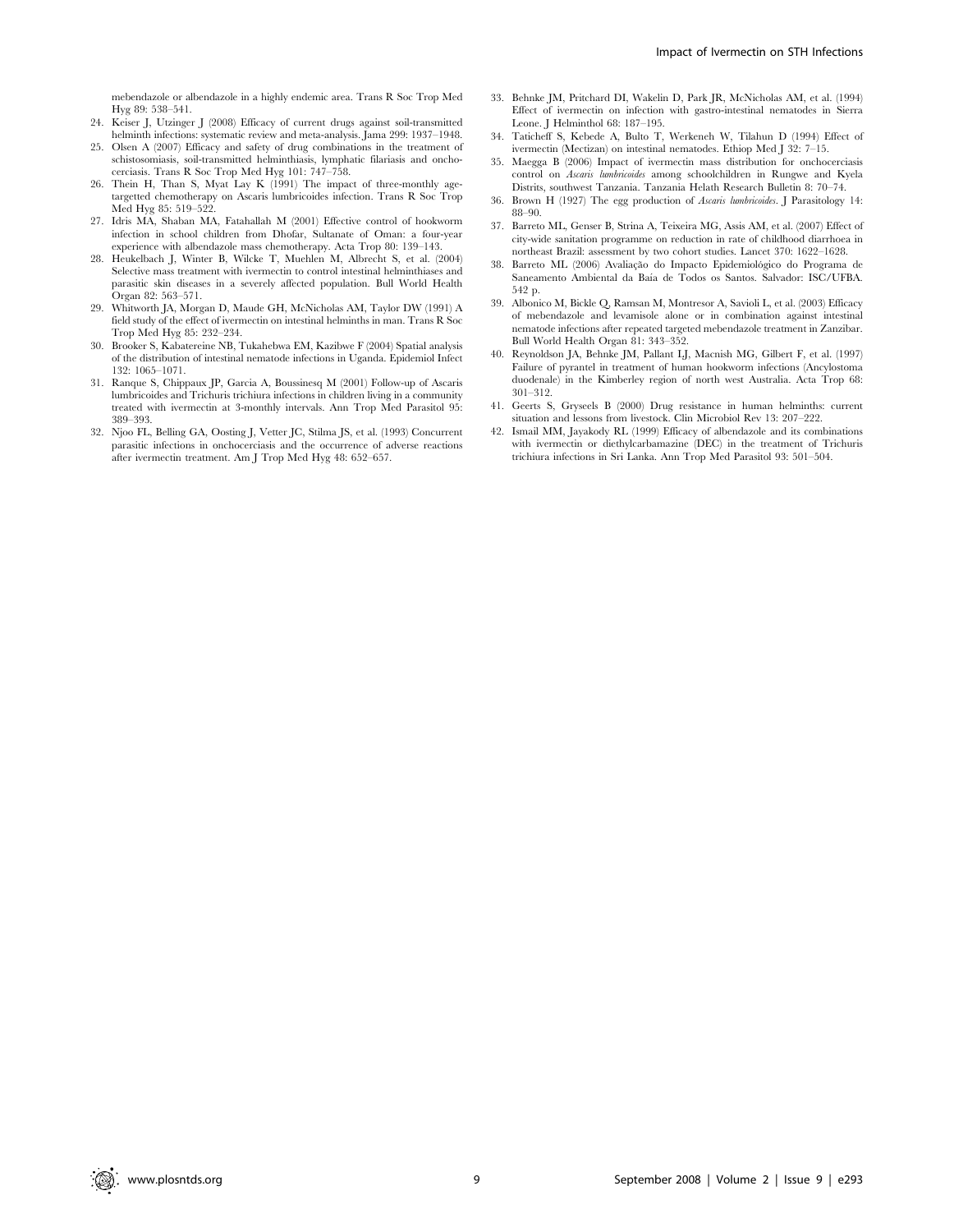mebendazole or albendazole in a highly endemic area. Trans R Soc Trop Med Hyg 89: 538–541.

24. Keiser J, Utzinger J (2008) Efficacy of current drugs against soil-transmitted helminth infections: systematic review and meta-analysis. Jama 299: 1937–1948.
25. Olsen A (2007) Efficacy and safety of drug combinations in the treatment of schistosomiasis, soil-transmitted helminthiasis, lymphatic filariasis and onchocerciasis. Trans R Soc Trop Med Hyg 101: 747–758.
26. Thein H, Than S, Myat Lay K (1991) The impact of three-monthly age-targetted chemotherapy on Ascaris lumbricoides infection. Trans R Soc Trop Med Hyg 85: 519–522.
27. Idris MA, Shaban MA, Fatahallah M (2001) Effective control of hookworm infection in school children from Dhofar, Sultanate of Oman: a four-year experience with albendazole mass chemotherapy. Acta Trop 80: 139–143.
28. Heukelbach J, Winter B, Wilcke T, Muehlen M, Albrecht S, et al. (2004) Selective mass treatment with ivermectin to control intestinal helminthiases and parasitic skin diseases in a severely affected population. Bull World Health Organ 82: 563–571.
29. Whitworth JA, Morgan D, Maude GH, McNicholas AM, Taylor DW (1991) A field study of the effect of ivermectin on intestinal helminths in man. Trans R Soc Trop Med Hyg 85: 232–234.
30. Brooker S, Kabatereine NB, Tukahebwa EM, Kazibwe F (2004) Spatial analysis of the distribution of intestinal nematode infections in Uganda. Epidemiol Infect 132: 1065–1071.
31. Ranque S, Chippaux JP, Garcia A, Boussinesq M (2001) Follow-up of Ascaris lumbricoides and Trichuris trichiura infections in children living in a community treated with ivermectin at 3-monthly intervals. Ann Trop Med Parasitol 95: 389–393.
32. Njoo FL, Belling GA, Oosting J, Vetter JC, Stilma JS, et al. (1993) Concurrent parasitic infections in onchocerciasis and the occurrence of adverse reactions after ivermectin treatment. Am J Trop Med Hyg 48: 652–657.
33. Behnke JM, Pritchard DI, Wakelin D, Park JR, McNicholas AM, et al. (1994) Effect of ivermectin on infection with gastro-intestinal nematodes in Sierra Leone. J Helminthol 68: 187–195.
34. Taticheff S, Kebede A, Bulto T, Werkeneh W, Tilahun D (1994) Effect of ivermectin (Mectizan) on intestinal nematodes. Ethiop Med J 32: 7–15.
35. Maegga B (2006) Impact of ivermectin mass distribution for onchocerciasis control on *Ascaris lumbricoides* among schoolchildren in Rungwe and Kyela Distrits, southwest Tanzania. Tanzania Helath Research Bulletin 8: 70–74.
36. Brown H (1927) The egg production of *Ascaris lumbricoides*. J Parasitology 14: 88–90.
37. Barreto ML, Genser B, Strina A, Teixeira MG, Assis AM, et al. (2007) Effect of city-wide sanitation programme on reduction in rate of childhood diarrhoea in northeast Brazil: assessment by two cohort studies. Lancet 370: 1622–1628.
38. Barreto ML (2006) Avaliação do Impacto Epidemiológico do Programa de Saneamento Ambiental da Baia de Todos os Santos. Salvador: ISC/UFBA. 542 p.
39. Albonico M, Bickle Q, Ramsan M, Montresor A, Savioli L, et al. (2003) Efficacy of mebendazole and levamisole alone or in combination against intestinal nematode infections after repeated targeted mebendazole treatment in Zanzibar. Bull World Health Organ 81: 343–352.
40. Reynoldson JA, Behnke JM, Pallant LJ, Macnish MG, Gilbert F, et al. (1997) Failure of pyrantel in treatment of human hookworm infections (Ancylostoma duodenale) in the Kimberley region of north west Australia. Acta Trop 68: 301–312.
41. Geerts S, Gryseels B (2000) Drug resistance in human helminths: current situation and lessons from livestock. Clin Microbiol Rev 13: 207–222.
42. Ismail MM, Jayakody RL (1999) Efficacy of albendazole and its combinations with ivermectin or diethylcarbamazine (DEC) in the treatment of Trichuris trichiura infections in Sri Lanka. Ann Trop Med Parasitol 93: 501–504.